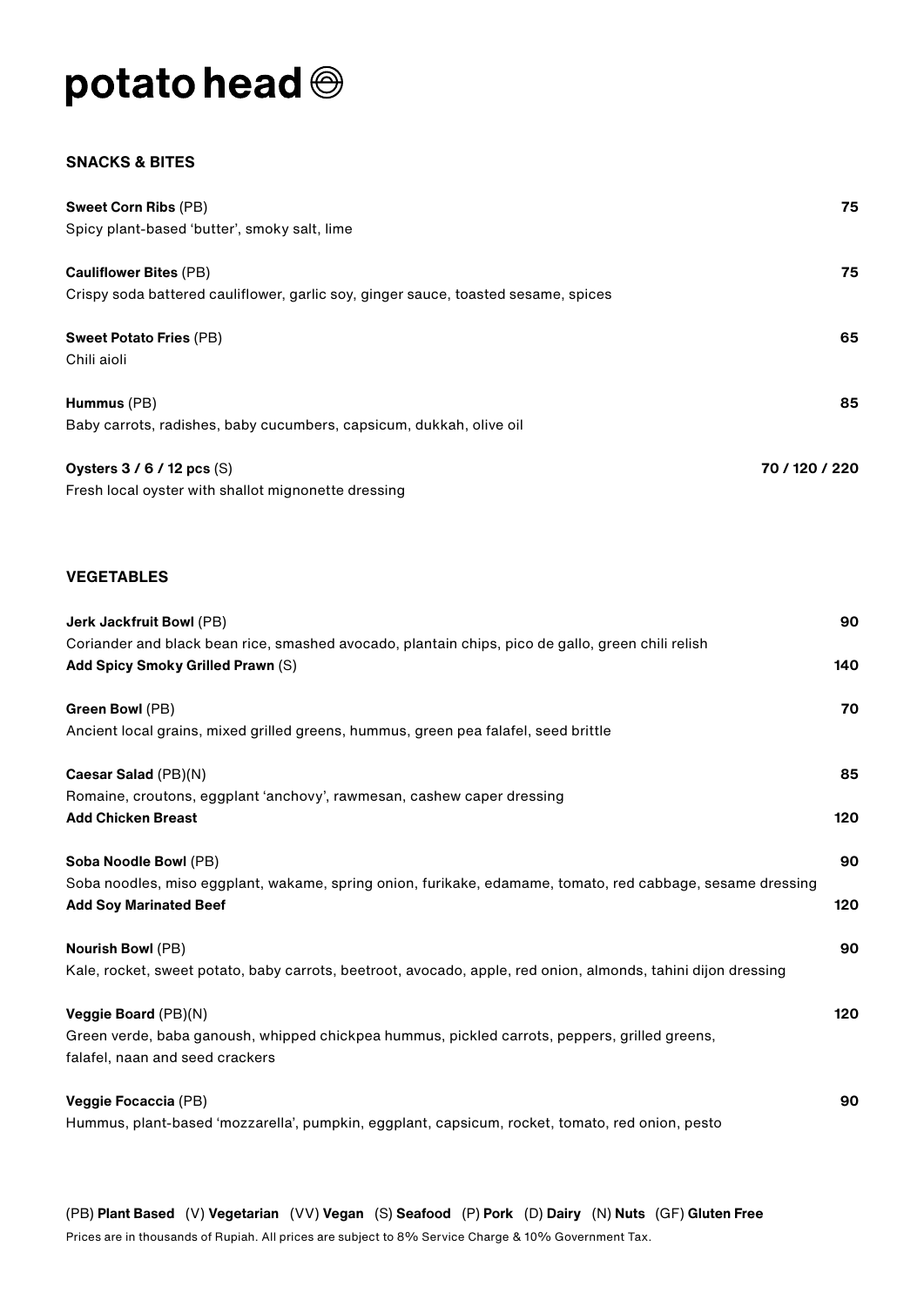# potato head

## SNACKS & BITES

**Sweet Corn Ribs** (PB) **75**
Spicy plant-based 'butter', smoky salt, lime

**Cauliflower Bites** (PB) **75**
Crispy soda battered cauliflower, garlic soy, ginger sauce, toasted sesame, spices

**Sweet Potato Fries** (PB) **65**
Chili aioli

**Hummus** (PB) **85**
Baby carrots, radishes, baby cucumbers, capsicum, dukkah, olive oil

**Oysters 3 / 6 / 12 pcs** (S) **70 / 120 / 220**
Fresh local oyster with shallot mignonette dressing

## VEGETABLES

**Jerk Jackfruit Bowl** (PB) **90**
Coriander and black bean rice, smashed avocado, plantain chips, pico de gallo, green chili relish
**Add Spicy Smoky Grilled Prawn** (S) **140**

**Green Bowl** (PB) **70**
Ancient local grains, mixed grilled greens, hummus, green pea falafel, seed brittle

**Caesar Salad** (PB)(N) **85**
Romaine, croutons, eggplant 'anchovy', rawmesan, cashew caper dressing
**Add Chicken Breast** **120**

**Soba Noodle Bowl** (PB) **90**
Soba noodles, miso eggplant, wakame, spring onion, furikake, edamame, tomato, red cabbage, sesame dressing
**Add Soy Marinated Beef** **120**

**Nourish Bowl** (PB) **90**
Kale, rocket, sweet potato, baby carrots, beetroot, avocado, apple, red onion, almonds, tahini dijon dressing

**Veggie Board** (PB)(N) **120**
Green verde, baba ganoush, whipped chickpea hummus, pickled carrots, peppers, grilled greens, falafel, naan and seed crackers

**Veggie Focaccia** (PB) **90**
Hummus, plant-based 'mozzarella', pumpkin, eggplant, capsicum, rocket, tomato, red onion, pesto

(PB) **Plant Based** (V) **Vegetarian** (VV) **Vegan** (S) **Seafood** (P) **Pork** (D) **Dairy** (N) **Nuts** (GF) **Gluten Free**

Prices are in thousands of Rupiah. All prices are subject to 8% Service Charge & 10% Government Tax.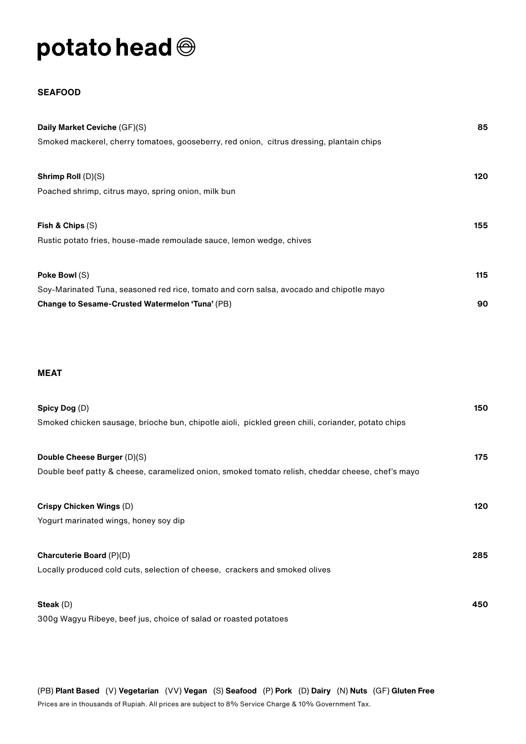# potato head

## SEAFOOD

**Daily Market Ceviche** (GF)(S) **85**
Smoked mackerel, cherry tomatoes, gooseberry, red onion, citrus dressing, plantain chips

**Shrimp Roll** (D)(S) **120**
Poached shrimp, citrus mayo, spring onion, milk bun

**Fish & Chips** (S) **155**
Rustic potato fries, house-made remoulade sauce, lemon wedge, chives

**Poke Bowl** (S) **115**
Soy-Marinated Tuna, seasoned red rice, tomato and corn salsa, avocado and chipotle mayo
**Change to Sesame-Crusted Watermelon 'Tuna'** (PB) **90**

## MEAT

**Spicy Dog** (D) **150**
Smoked chicken sausage, brioche bun, chipotle aioli, pickled green chili, coriander, potato chips

**Double Cheese Burger** (D)(S) **175**
Double beef patty & cheese, caramelized onion, smoked tomato relish, cheddar cheese, chef's mayo

**Crispy Chicken Wings** (D) **120**
Yogurt marinated wings, honey soy dip

**Charcuterie Board** (P)(D) **285**
Locally produced cold cuts, selection of cheese, crackers and smoked olives

**Steak** (D) **450**
300g Wagyu Ribeye, beef jus, choice of salad or roasted potatoes

(PB) **Plant Based** (V) **Vegetarian** (VV) **Vegan** (S) **Seafood** (P) **Pork** (D) **Dairy** (N) **Nuts** (GF) **Gluten Free**

Prices are in thousands of Rupiah. All prices are subject to 8% Service Charge & 10% Government Tax.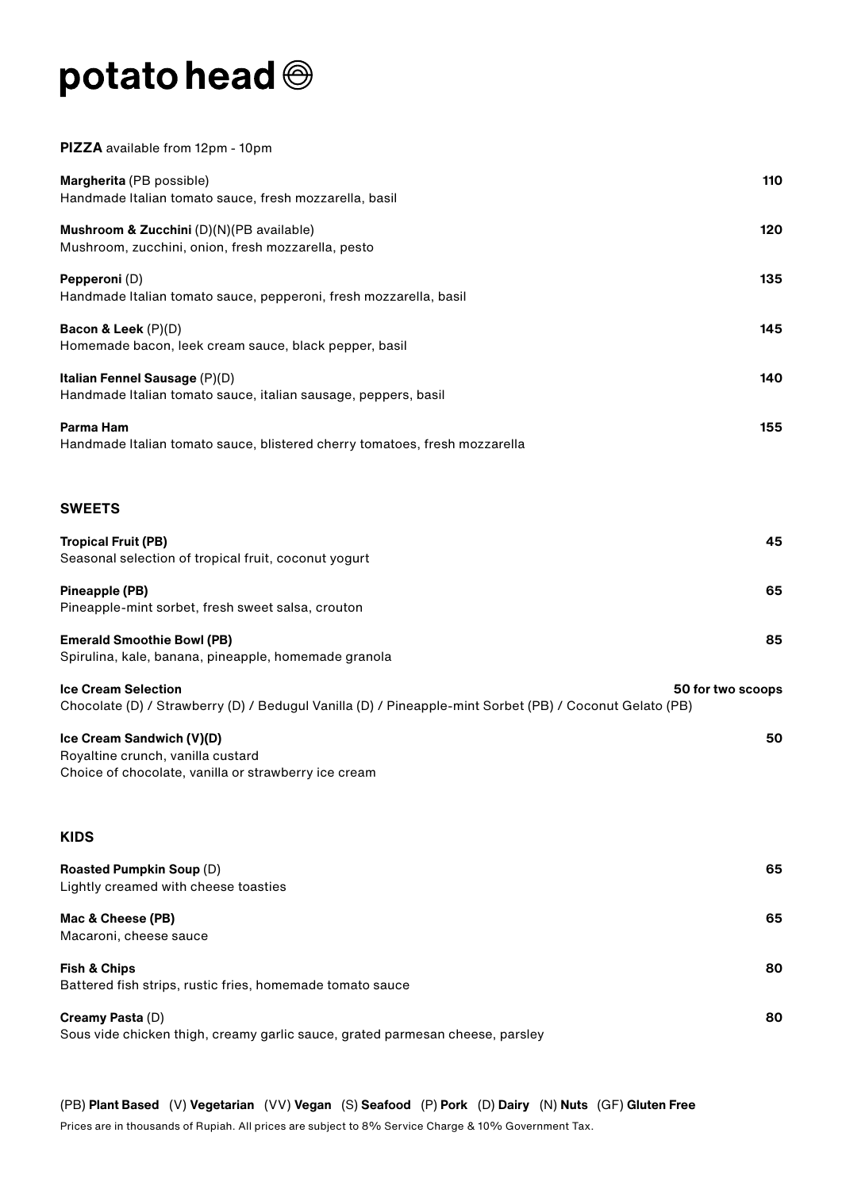# potato head

**PIZZA** available from 12pm - 10pm

**Margherita** (PB possible) **110**
Handmade Italian tomato sauce, fresh mozzarella, basil

**Mushroom & Zucchini** (D)(N)(PB available) **120**
Mushroom, zucchini, onion, fresh mozzarella, pesto

**Pepperoni** (D) **135**
Handmade Italian tomato sauce, pepperoni, fresh mozzarella, basil

**Bacon & Leek** (P)(D) **145**
Homemade bacon, leek cream sauce, black pepper, basil

**Italian Fennel Sausage** (P)(D) **140**
Handmade Italian tomato sauce, italian sausage, peppers, basil

**Parma Ham** **155**
Handmade Italian tomato sauce, blistered cherry tomatoes, fresh mozzarella

## SWEETS

**Tropical Fruit (PB)** **45**
Seasonal selection of tropical fruit, coconut yogurt

**Pineapple (PB)** **65**
Pineapple-mint sorbet, fresh sweet salsa, crouton

**Emerald Smoothie Bowl (PB)** **85**
Spirulina, kale, banana, pineapple, homemade granola

**Ice Cream Selection** **50 for two scoops**
Chocolate (D) / Strawberry (D) / Bedugul Vanilla (D) / Pineapple-mint Sorbet (PB) / Coconut Gelato (PB)

**Ice Cream Sandwich (V)(D)** **50**
Royaltine crunch, vanilla custard
Choice of chocolate, vanilla or strawberry ice cream

## KIDS

**Roasted Pumpkin Soup** (D) **65**
Lightly creamed with cheese toasties

**Mac & Cheese (PB)** **65**
Macaroni, cheese sauce

**Fish & Chips** **80**
Battered fish strips, rustic fries, homemade tomato sauce

**Creamy Pasta** (D) **80**
Sous vide chicken thigh, creamy garlic sauce, grated parmesan cheese, parsley

(PB) **Plant Based** (V) **Vegetarian** (VV) **Vegan** (S) **Seafood** (P) **Pork** (D) **Dairy** (N) **Nuts** (GF) **Gluten Free**

Prices are in thousands of Rupiah. All prices are subject to 8% Service Charge & 10% Government Tax.